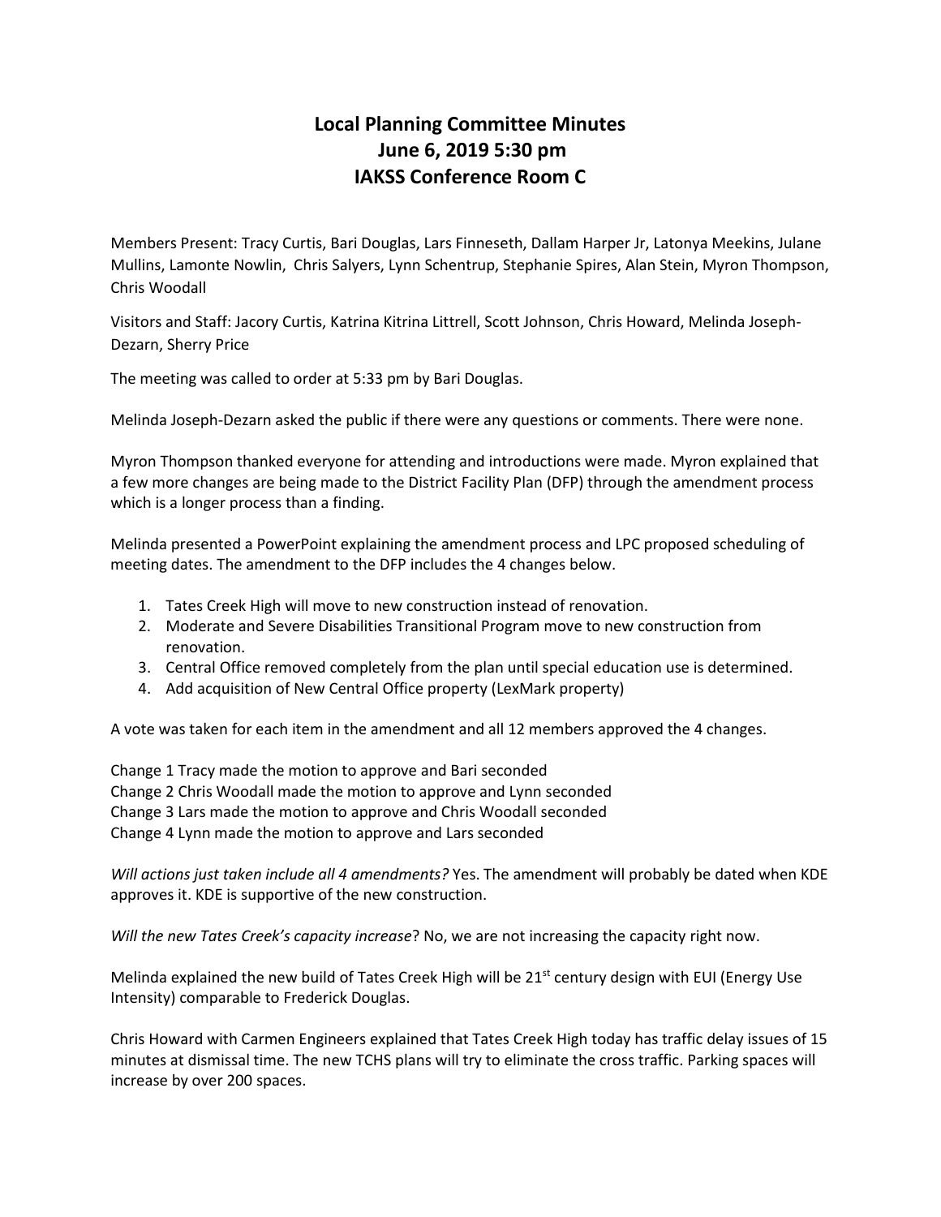# Local Planning Committee Minutes
## June 6, 2019 5:30 pm
## IAKSS Conference Room C

Members Present: Tracy Curtis, Bari Douglas, Lars Finneseth, Dallam Harper Jr, Latonya Meekins, Julane Mullins, Lamonte Nowlin, Chris Salyers, Lynn Schentrup, Stephanie Spires, Alan Stein, Myron Thompson, Chris Woodall

Visitors and Staff: Jacory Curtis, Katrina Kitrina Littrell, Scott Johnson, Chris Howard, Melinda Joseph-Dezarn, Sherry Price

The meeting was called to order at 5:33 pm by Bari Douglas.

Melinda Joseph-Dezarn asked the public if there were any questions or comments. There were none.

Myron Thompson thanked everyone for attending and introductions were made. Myron explained that a few more changes are being made to the District Facility Plan (DFP) through the amendment process which is a longer process than a finding.

Melinda presented a PowerPoint explaining the amendment process and LPC proposed scheduling of meeting dates. The amendment to the DFP includes the 4 changes below.

1. Tates Creek High will move to new construction instead of renovation.
2. Moderate and Severe Disabilities Transitional Program move to new construction from renovation.
3. Central Office removed completely from the plan until special education use is determined.
4. Add acquisition of New Central Office property (LexMark property)

A vote was taken for each item in the amendment and all 12 members approved the 4 changes.

Change 1 Tracy made the motion to approve and Bari seconded
Change 2 Chris Woodall made the motion to approve and Lynn seconded
Change 3 Lars made the motion to approve and Chris Woodall seconded
Change 4 Lynn made the motion to approve and Lars seconded

*Will actions just taken include all 4 amendments?* Yes. The amendment will probably be dated when KDE approves it. KDE is supportive of the new construction.

*Will the new Tates Creek's capacity increase*? No, we are not increasing the capacity right now.

Melinda explained the new build of Tates Creek High will be 21st century design with EUI (Energy Use Intensity) comparable to Frederick Douglas.

Chris Howard with Carmen Engineers explained that Tates Creek High today has traffic delay issues of 15 minutes at dismissal time. The new TCHS plans will try to eliminate the cross traffic. Parking spaces will increase by over 200 spaces.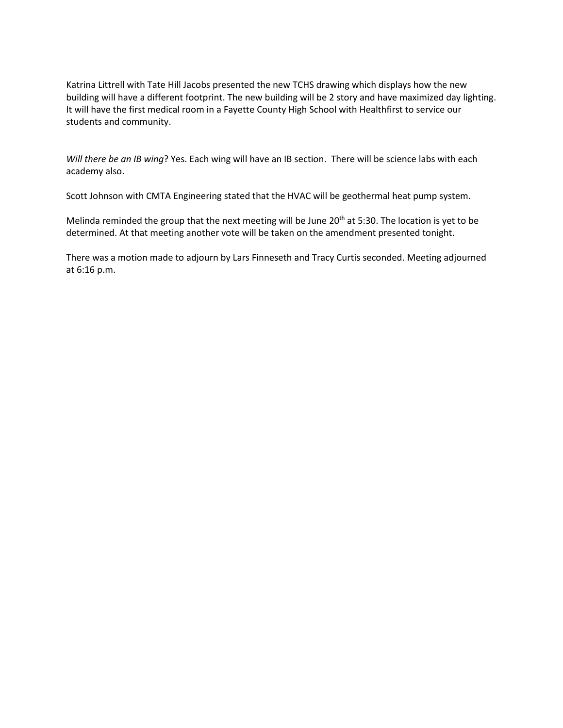Katrina Littrell with Tate Hill Jacobs presented the new TCHS drawing which displays how the new building will have a different footprint. The new building will be 2 story and have maximized day lighting. It will have the first medical room in a Fayette County High School with Healthfirst to service our students and community.

*Will there be an IB wing*? Yes. Each wing will have an IB section. There will be science labs with each academy also.

Scott Johnson with CMTA Engineering stated that the HVAC will be geothermal heat pump system.

Melinda reminded the group that the next meeting will be June 20th at 5:30. The location is yet to be determined. At that meeting another vote will be taken on the amendment presented tonight.

There was a motion made to adjourn by Lars Finneseth and Tracy Curtis seconded. Meeting adjourned at 6:16 p.m.